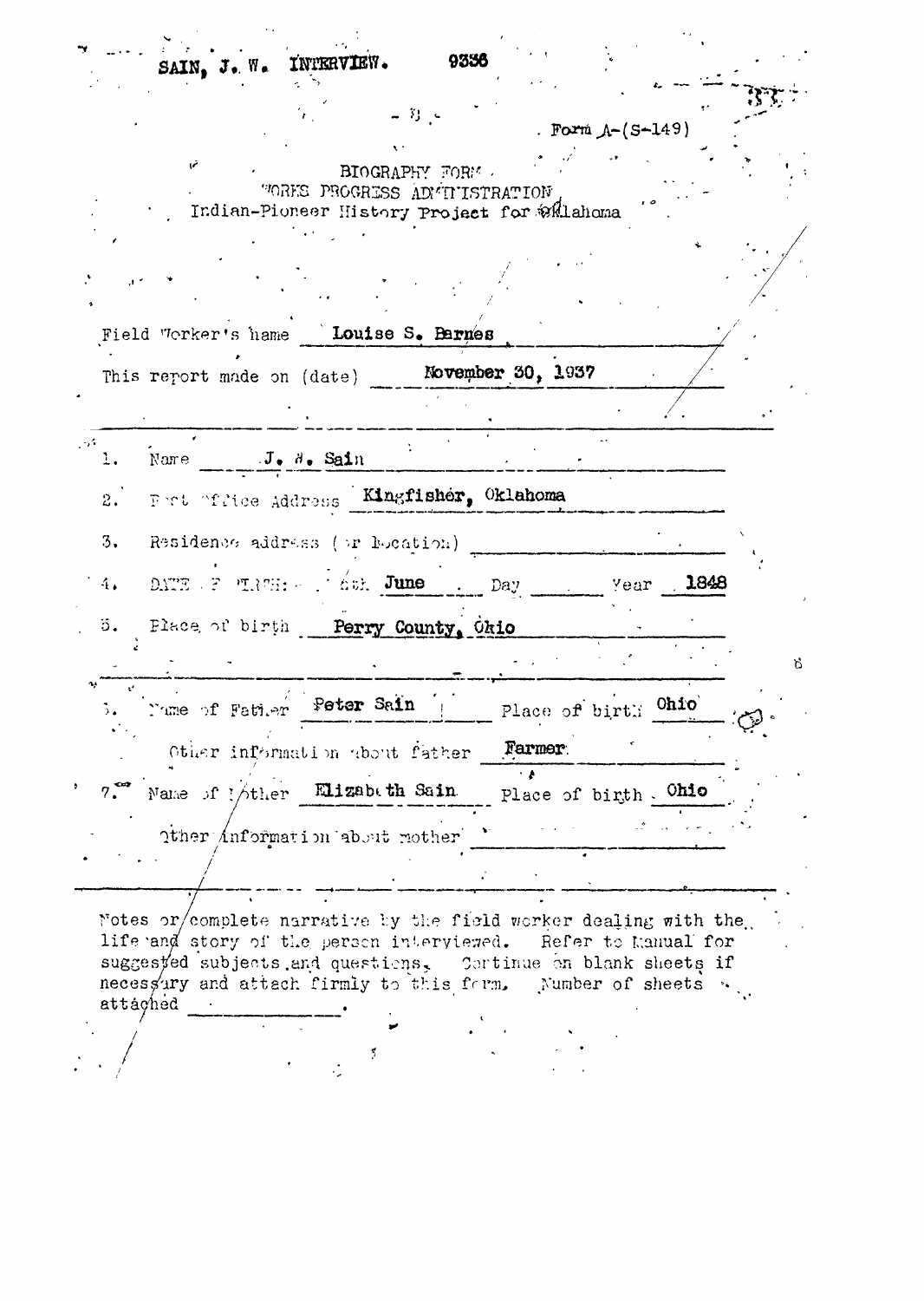SAIN, J. W. INTERVIEW. 9336

Form A-(S-149)

BIOGRAPHY FORM
WORKS PROGRESS ADMINISTRATION
Indian-Pioneer History Project for Oklahoma

Field Worker's name Louise S. Barnes

This report made on (date) November 30, 1937

1. Name J. W. Sain
2. Post Office Address Kingfisher, Oklahoma
3. Residence address (or location)
4. DATE OF BIRTH: Month June Day Year 1848
5. Place of birth Perry County, Ohio
6. Name of Father Peter Sain Place of birth Ohio

   Other information about father Farmer

7. Name of Mother Elizabeth Sain Place of birth Ohio

   Other information about mother

Notes or complete narrative by the field worker dealing with the life and story of the person interviewed. Refer to Manual for suggested subjects and questions. Continue on blank sheets if necessary and attach firmly to this form. Number of sheets attached ________.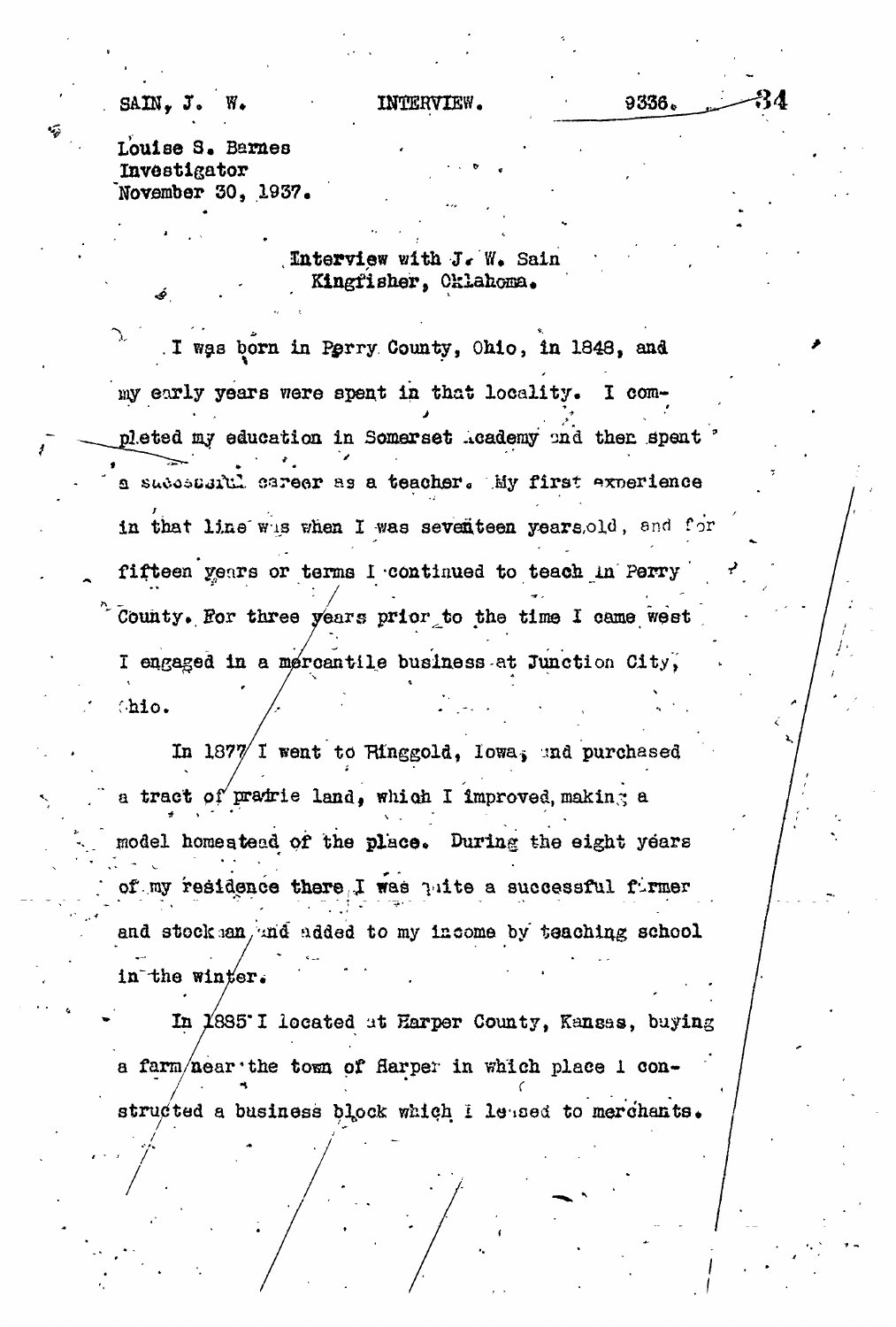SAIN, J. W. INTERVIEW. 9336.

Louise S. Barnes
Investigator
November 30, 1937.

Interview with J. W. Sain
Kingfisher, Oklahoma.

I was born in Perry County, Ohio, in 1848, and my early years were spent in that locality. I completed my education in Somerset Academy and then spent a successful career as a teacher. My first experience in that line was when I was seventeen years old, and for fifteen years or terms I continued to teach in Perry County. For three years prior to the time I came west I engaged in a mercantile business at Junction City, Ohio.

In 1877 I went to Ringgold, Iowa, and purchased a tract of prairie land, which I improved, making a model homestead of the place. During the eight years of my residence there I was quite a successful farmer and stockman, and added to my income by teaching school in the winter.

In 1885 I located at Harper County, Kansas, buying a farm near the town of Harper in which place I constructed a business block which I leased to merchants.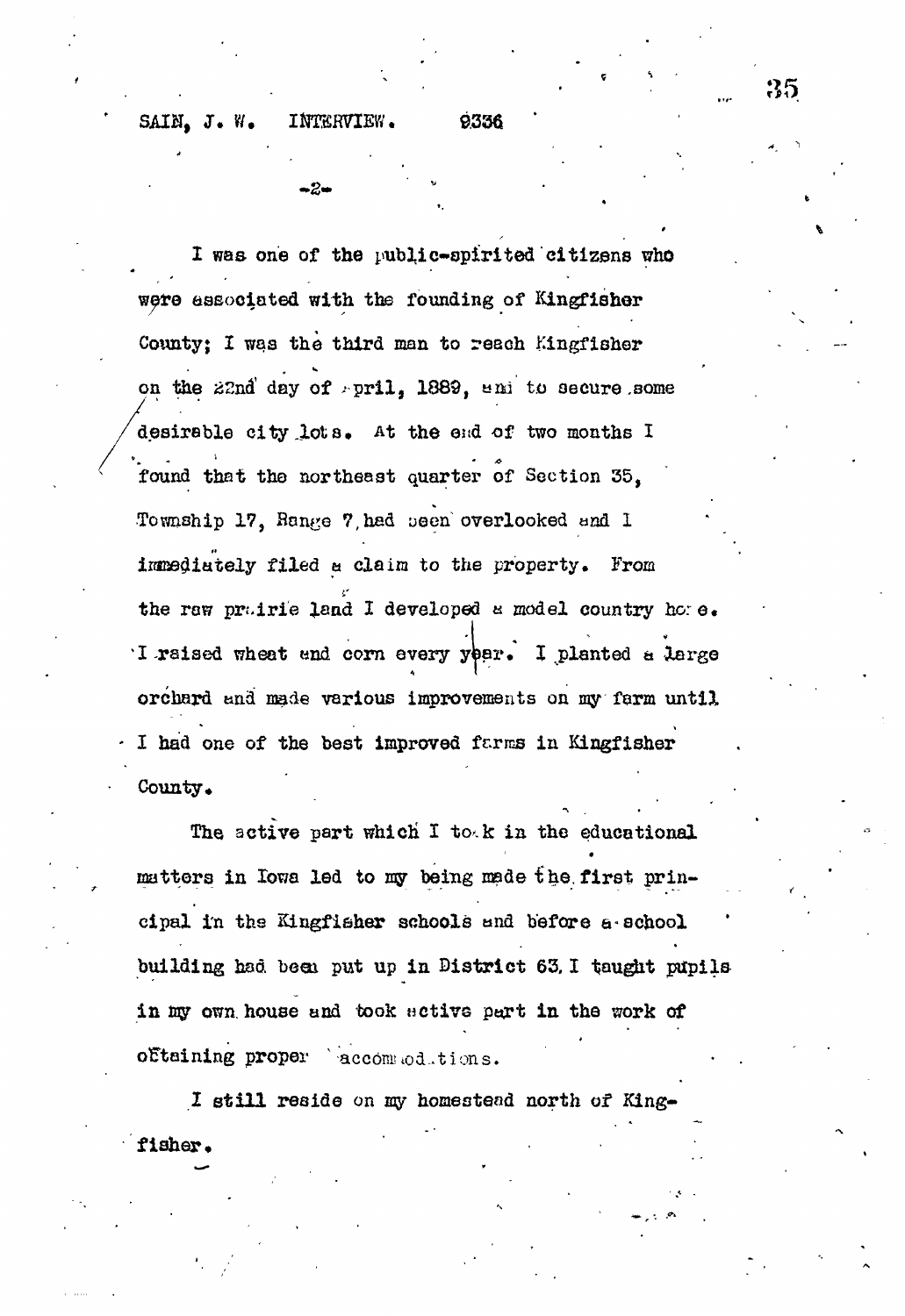I was one of the public-spirited citizens who were associated with the founding of Kingfisher County; I was the third man to reach Kingfisher on the 22nd day of April, 1889, and to secure some desirable city lots. At the end of two months I found that the northeast quarter of Section 35, Township 17, Range 7 had been overlooked and I immediately filed a claim to the property. From the raw prairie land I developed a model country home. I raised wheat and corn every year. I planted a large orchard and made various improvements on my farm until I had one of the best improved farms in Kingfisher County.

The active part which I took in the educational matters in Iowa led to my being made the first principal in the Kingfisher schools and before a school building had been put up in District 63, I taught pupils in my own house and took active part in the work of obtaining proper accommodations.

I still reside on my homestead north of Kingfisher.